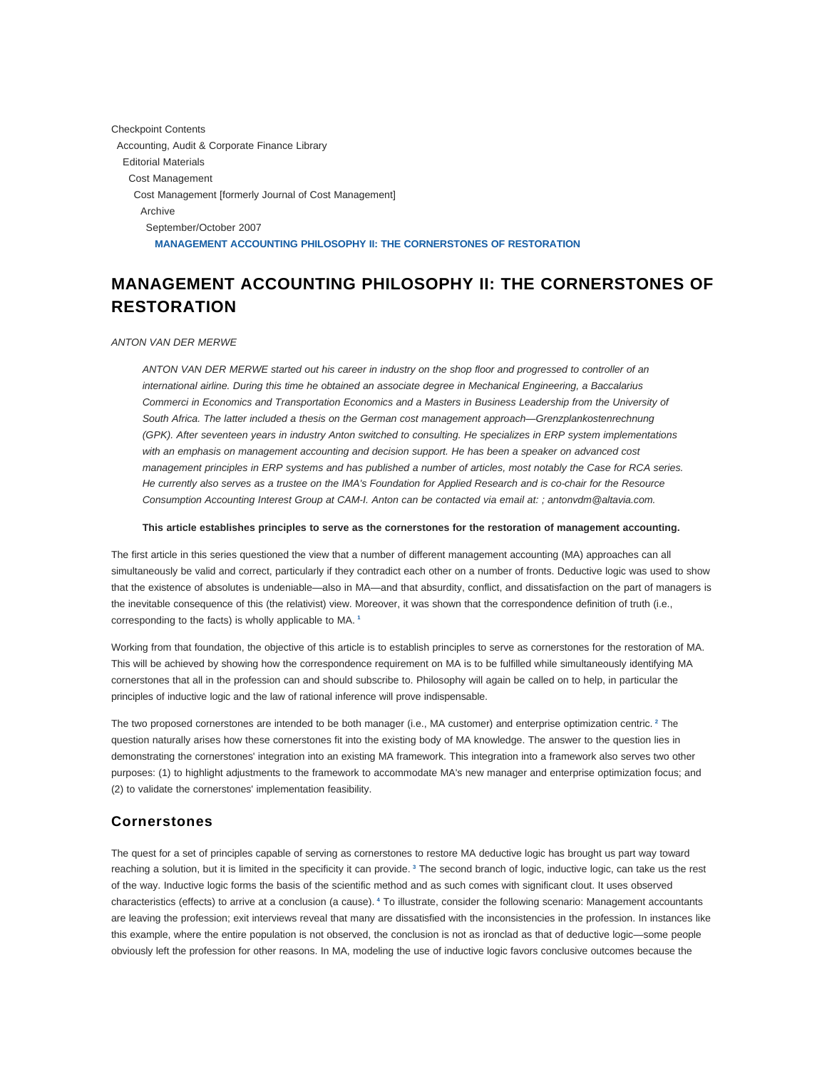Checkpoint Contents
Accounting, Audit & Corporate Finance Library
Editorial Materials
Cost Management
Cost Management [formerly Journal of Cost Management]
Archive
September/October 2007
MANAGEMENT ACCOUNTING PHILOSOPHY II: THE CORNERSTONES OF RESTORATION

# MANAGEMENT ACCOUNTING PHILOSOPHY II: THE CORNERSTONES OF RESTORATION

*ANTON VAN DER MERWE*

> *ANTON VAN DER MERWE started out his career in industry on the shop floor and progressed to controller of an international airline. During this time he obtained an associate degree in Mechanical Engineering, a Baccalarius Commerci in Economics and Transportation Economics and a Masters in Business Leadership from the University of South Africa. The latter included a thesis on the German cost management approach—Grenzplankostenrechnung (GPK). After seventeen years in industry Anton switched to consulting. He specializes in ERP system implementations with an emphasis on management accounting and decision support. He has been a speaker on advanced cost management principles in ERP systems and has published a number of articles, most notably the Case for RCA series. He currently also serves as a trustee on the IMA's Foundation for Applied Research and is co-chair for the Resource Consumption Accounting Interest Group at CAM-I. Anton can be contacted via email at: ; antonvdm@altavia.com.*

**This article establishes principles to serve as the cornerstones for the restoration of management accounting.**

The first article in this series questioned the view that a number of different management accounting (MA) approaches can all simultaneously be valid and correct, particularly if they contradict each other on a number of fronts. Deductive logic was used to show that the existence of absolutes is undeniable—also in MA—and that absurdity, conflict, and dissatisfaction on the part of managers is the inevitable consequence of this (the relativist) view. Moreover, it was shown that the correspondence definition of truth (i.e., corresponding to the facts) is wholly applicable to MA. [1]

Working from that foundation, the objective of this article is to establish principles to serve as cornerstones for the restoration of MA. This will be achieved by showing how the correspondence requirement on MA is to be fulfilled while simultaneously identifying MA cornerstones that all in the profession can and should subscribe to. Philosophy will again be called on to help, in particular the principles of inductive logic and the law of rational inference will prove indispensable.

The two proposed cornerstones are intended to be both manager (i.e., MA customer) and enterprise optimization centric. [2] The question naturally arises how these cornerstones fit into the existing body of MA knowledge. The answer to the question lies in demonstrating the cornerstones' integration into an existing MA framework. This integration into a framework also serves two other purposes: (1) to highlight adjustments to the framework to accommodate MA's new manager and enterprise optimization focus; and (2) to validate the cornerstones' implementation feasibility.

## Cornerstones

The quest for a set of principles capable of serving as cornerstones to restore MA deductive logic has brought us part way toward reaching a solution, but it is limited in the specificity it can provide. [3] The second branch of logic, inductive logic, can take us the rest of the way. Inductive logic forms the basis of the scientific method and as such comes with significant clout. It uses observed characteristics (effects) to arrive at a conclusion (a cause). [4] To illustrate, consider the following scenario: Management accountants are leaving the profession; exit interviews reveal that many are dissatisfied with the inconsistencies in the profession. In instances like this example, where the entire population is not observed, the conclusion is not as ironclad as that of deductive logic—some people obviously left the profession for other reasons. In MA, modeling the use of inductive logic favors conclusive outcomes because the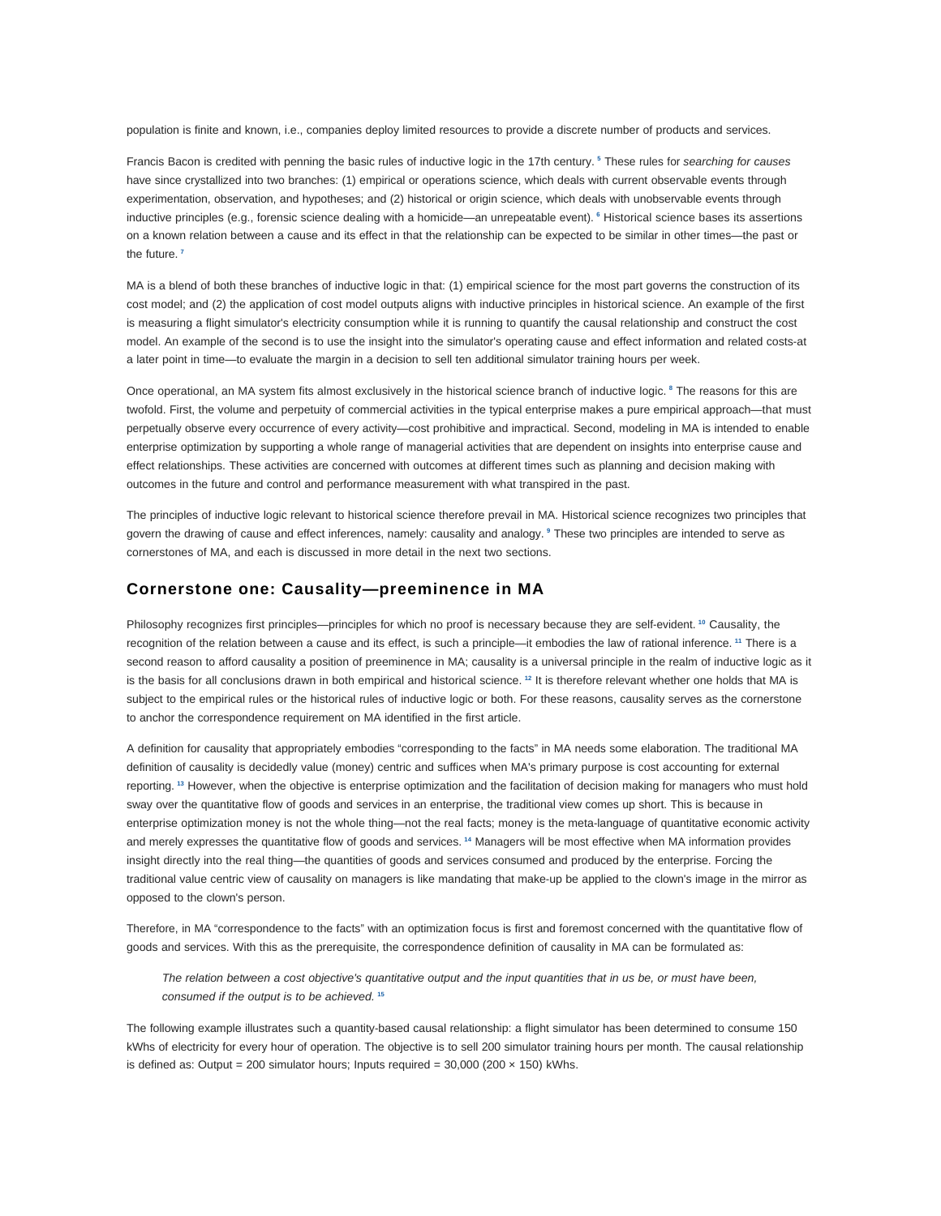population is finite and known, i.e., companies deploy limited resources to provide a discrete number of products and services.

Francis Bacon is credited with penning the basic rules of inductive logic in the 17th century. [5] These rules for *searching for causes* have since crystallized into two branches: (1) empirical or operations science, which deals with current observable events through experimentation, observation, and hypotheses; and (2) historical or origin science, which deals with unobservable events through inductive principles (e.g., forensic science dealing with a homicide—an unrepeatable event). [6] Historical science bases its assertions on a known relation between a cause and its effect in that the relationship can be expected to be similar in other times—the past or the future. [7]

MA is a blend of both these branches of inductive logic in that: (1) empirical science for the most part governs the construction of its cost model; and (2) the application of cost model outputs aligns with inductive principles in historical science. An example of the first is measuring a flight simulator's electricity consumption while it is running to quantify the causal relationship and construct the cost model. An example of the second is to use the insight into the simulator's operating cause and effect information and related costs-at a later point in time—to evaluate the margin in a decision to sell ten additional simulator training hours per week.

Once operational, an MA system fits almost exclusively in the historical science branch of inductive logic. [8] The reasons for this are twofold. First, the volume and perpetuity of commercial activities in the typical enterprise makes a pure empirical approach—that must perpetually observe every occurrence of every activity—cost prohibitive and impractical. Second, modeling in MA is intended to enable enterprise optimization by supporting a whole range of managerial activities that are dependent on insights into enterprise cause and effect relationships. These activities are concerned with outcomes at different times such as planning and decision making with outcomes in the future and control and performance measurement with what transpired in the past.

The principles of inductive logic relevant to historical science therefore prevail in MA. Historical science recognizes two principles that govern the drawing of cause and effect inferences, namely: causality and analogy. [9] These two principles are intended to serve as cornerstones of MA, and each is discussed in more detail in the next two sections.

## Cornerstone one: Causality—preeminence in MA

Philosophy recognizes first principles—principles for which no proof is necessary because they are self-evident. [10] Causality, the recognition of the relation between a cause and its effect, is such a principle—it embodies the law of rational inference. [11] There is a second reason to afford causality a position of preeminence in MA; causality is a universal principle in the realm of inductive logic as it is the basis for all conclusions drawn in both empirical and historical science. [12] It is therefore relevant whether one holds that MA is subject to the empirical rules or the historical rules of inductive logic or both. For these reasons, causality serves as the cornerstone to anchor the correspondence requirement on MA identified in the first article.

A definition for causality that appropriately embodies "corresponding to the facts" in MA needs some elaboration. The traditional MA definition of causality is decidedly value (money) centric and suffices when MA's primary purpose is cost accounting for external reporting. [13] However, when the objective is enterprise optimization and the facilitation of decision making for managers who must hold sway over the quantitative flow of goods and services in an enterprise, the traditional view comes up short. This is because in enterprise optimization money is not the whole thing—not the real facts; money is the meta-language of quantitative economic activity and merely expresses the quantitative flow of goods and services. [14] Managers will be most effective when MA information provides insight directly into the real thing—the quantities of goods and services consumed and produced by the enterprise. Forcing the traditional value centric view of causality on managers is like mandating that make-up be applied to the clown's image in the mirror as opposed to the clown's person.

Therefore, in MA "correspondence to the facts" with an optimization focus is first and foremost concerned with the quantitative flow of goods and services. With this as the prerequisite, the correspondence definition of causality in MA can be formulated as:

> *The relation between a cost objective's quantitative output and the input quantities that in us be, or must have been, consumed if the output is to be achieved.* [15]

The following example illustrates such a quantity-based causal relationship: a flight simulator has been determined to consume 150 kWhs of electricity for every hour of operation. The objective is to sell 200 simulator training hours per month. The causal relationship is defined as: Output = 200 simulator hours; Inputs required = 30,000 (200 × 150) kWhs.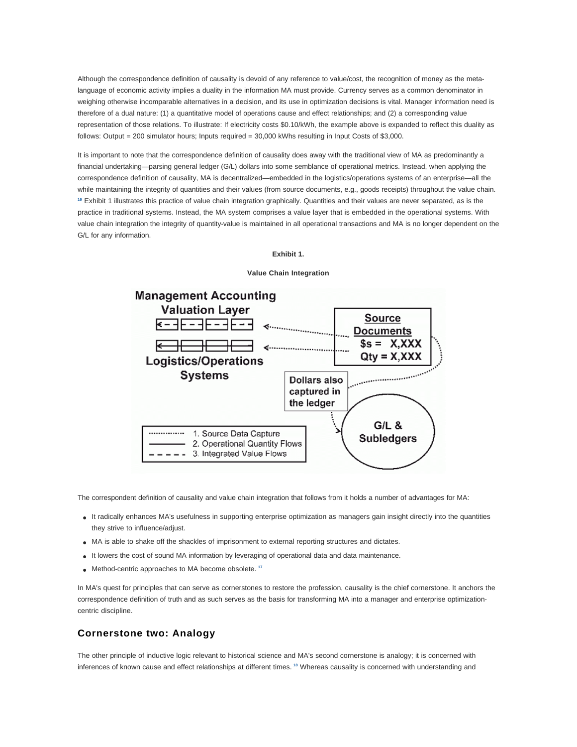Although the correspondence definition of causality is devoid of any reference to value/cost, the recognition of money as the meta-language of economic activity implies a duality in the information MA must provide. Currency serves as a common denominator in weighing otherwise incomparable alternatives in a decision, and its use in optimization decisions is vital. Manager information need is therefore of a dual nature: (1) a quantitative model of operations cause and effect relationships; and (2) a corresponding value representation of those relations. To illustrate: If electricity costs \$0.10/kWh, the example above is expanded to reflect this duality as follows: Output = 200 simulator hours; Inputs required = 30,000 kWhs resulting in Input Costs of \$3,000.

It is important to note that the correspondence definition of causality does away with the traditional view of MA as predominantly a financial undertaking—parsing general ledger (G/L) dollars into some semblance of operational metrics. Instead, when applying the correspondence definition of causality, MA is decentralized—embedded in the logistics/operations systems of an enterprise—all the while maintaining the integrity of quantities and their values (from source documents, e.g., goods receipts) throughout the value chain. [16] Exhibit 1 illustrates this practice of value chain integration graphically. Quantities and their values are never separated, as is the practice in traditional systems. Instead, the MA system comprises a value layer that is embedded in the operational systems. With value chain integration the integrity of quantity-value is maintained in all operational transactions and MA is no longer dependent on the G/L for any information.

**Exhibit 1.**

**Value Chain Integration**

The correspondent definition of causality and value chain integration that follows from it holds a number of advantages for MA:

- It radically enhances MA's usefulness in supporting enterprise optimization as managers gain insight directly into the quantities they strive to influence/adjust.
- MA is able to shake off the shackles of imprisonment to external reporting structures and dictates.
- It lowers the cost of sound MA information by leveraging of operational data and data maintenance.
- Method-centric approaches to MA become obsolete. [17]

In MA's quest for principles that can serve as cornerstones to restore the profession, causality is the chief cornerstone. It anchors the correspondence definition of truth and as such serves as the basis for transforming MA into a manager and enterprise optimization-centric discipline.

## Cornerstone two: Analogy

The other principle of inductive logic relevant to historical science and MA's second cornerstone is analogy; it is concerned with inferences of known cause and effect relationships at different times. [18] Whereas causality is concerned with understanding and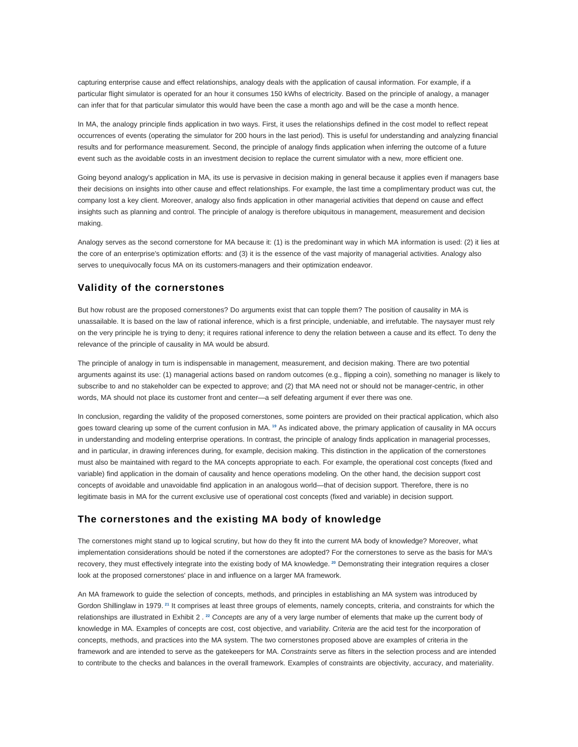capturing enterprise cause and effect relationships, analogy deals with the application of causal information. For example, if a particular flight simulator is operated for an hour it consumes 150 kWhs of electricity. Based on the principle of analogy, a manager can infer that for that particular simulator this would have been the case a month ago and will be the case a month hence.

In MA, the analogy principle finds application in two ways. First, it uses the relationships defined in the cost model to reflect repeat occurrences of events (operating the simulator for 200 hours in the last period). This is useful for understanding and analyzing financial results and for performance measurement. Second, the principle of analogy finds application when inferring the outcome of a future event such as the avoidable costs in an investment decision to replace the current simulator with a new, more efficient one.

Going beyond analogy's application in MA, its use is pervasive in decision making in general because it applies even if managers base their decisions on insights into other cause and effect relationships. For example, the last time a complimentary product was cut, the company lost a key client. Moreover, analogy also finds application in other managerial activities that depend on cause and effect insights such as planning and control. The principle of analogy is therefore ubiquitous in management, measurement and decision making.

Analogy serves as the second cornerstone for MA because it: (1) is the predominant way in which MA information is used: (2) it lies at the core of an enterprise's optimization efforts: and (3) it is the essence of the vast majority of managerial activities. Analogy also serves to unequivocally focus MA on its customers-managers and their optimization endeavor.

## Validity of the cornerstones

But how robust are the proposed cornerstones? Do arguments exist that can topple them? The position of causality in MA is unassailable. It is based on the law of rational inference, which is a first principle, undeniable, and irrefutable. The naysayer must rely on the very principle he is trying to deny; it requires rational inference to deny the relation between a cause and its effect. To deny the relevance of the principle of causality in MA would be absurd.

The principle of analogy in turn is indispensable in management, measurement, and decision making. There are two potential arguments against its use: (1) managerial actions based on random outcomes (e.g., flipping a coin), something no manager is likely to subscribe to and no stakeholder can be expected to approve; and (2) that MA need not or should not be manager-centric, in other words, MA should not place its customer front and center—a self defeating argument if ever there was one.

In conclusion, regarding the validity of the proposed cornerstones, some pointers are provided on their practical application, which also goes toward clearing up some of the current confusion in MA. [19] As indicated above, the primary application of causality in MA occurs in understanding and modeling enterprise operations. In contrast, the principle of analogy finds application in managerial processes, and in particular, in drawing inferences during, for example, decision making. This distinction in the application of the cornerstones must also be maintained with regard to the MA concepts appropriate to each. For example, the operational cost concepts (fixed and variable) find application in the domain of causality and hence operations modeling. On the other hand, the decision support cost concepts of avoidable and unavoidable find application in an analogous world—that of decision support. Therefore, there is no legitimate basis in MA for the current exclusive use of operational cost concepts (fixed and variable) in decision support.

## The cornerstones and the existing MA body of knowledge

The cornerstones might stand up to logical scrutiny, but how do they fit into the current MA body of knowledge? Moreover, what implementation considerations should be noted if the cornerstones are adopted? For the cornerstones to serve as the basis for MA's recovery, they must effectively integrate into the existing body of MA knowledge. [20] Demonstrating their integration requires a closer look at the proposed cornerstones' place in and influence on a larger MA framework.

An MA framework to guide the selection of concepts, methods, and principles in establishing an MA system was introduced by Gordon Shillinglaw in 1979. [21] It comprises at least three groups of elements, namely concepts, criteria, and constraints for which the relationships are illustrated in Exhibit 2 . [22] *Concepts* are any of a very large number of elements that make up the current body of knowledge in MA. Examples of concepts are cost, cost objective, and variability. *Criteria* are the acid test for the incorporation of concepts, methods, and practices into the MA system. The two cornerstones proposed above are examples of criteria in the framework and are intended to serve as the gatekeepers for MA. *Constraints* serve as filters in the selection process and are intended to contribute to the checks and balances in the overall framework. Examples of constraints are objectivity, accuracy, and materiality.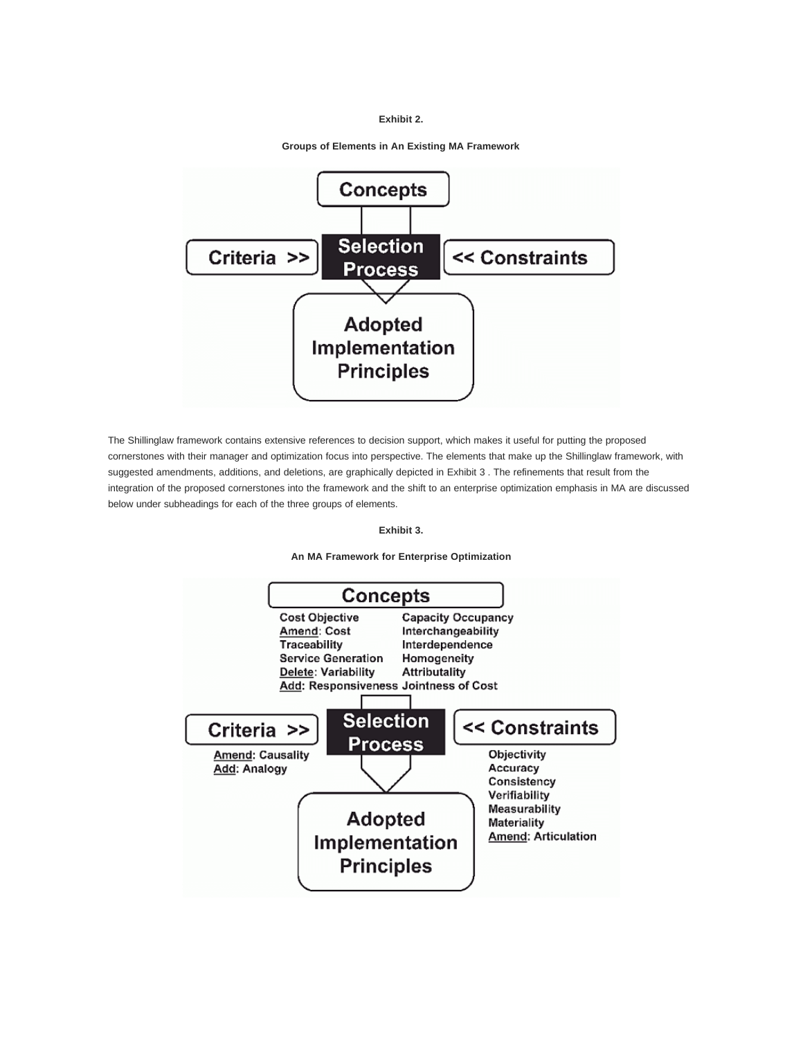**Exhibit 2.**

**Groups of Elements in An Existing MA Framework**

Concepts

Criteria >> | Selection Process | << Constraints

Adopted Implementation Principles

The Shillinglaw framework contains extensive references to decision support, which makes it useful for putting the proposed cornerstones with their manager and optimization focus into perspective. The elements that make up the Shillinglaw framework, with suggested amendments, additions, and deletions, are graphically depicted in Exhibit 3 . The refinements that result from the integration of the proposed cornerstones into the framework and the shift to an enterprise optimization emphasis in MA are discussed below under subheadings for each of the three groups of elements.

**Exhibit 3.**

**An MA Framework for Enterprise Optimization**

**Concepts**

- Cost Objective
- Amend: Cost Traceability
- Service Generation
- Delete: Variability
- Add: Responsiveness
- Capacity Occupancy
- Interchangeability
- Interdependence
- Homogeneity
- Attributality
- Jointness of Cost

**Criteria >>**

- Amend: Causality
- Add: Analogy

**Selection Process**

**<< Constraints**

- Objectivity
- Accuracy
- Consistency
- Verifiability
- Measurability
- Materiality
- Amend: Articulation

**Adopted Implementation Principles**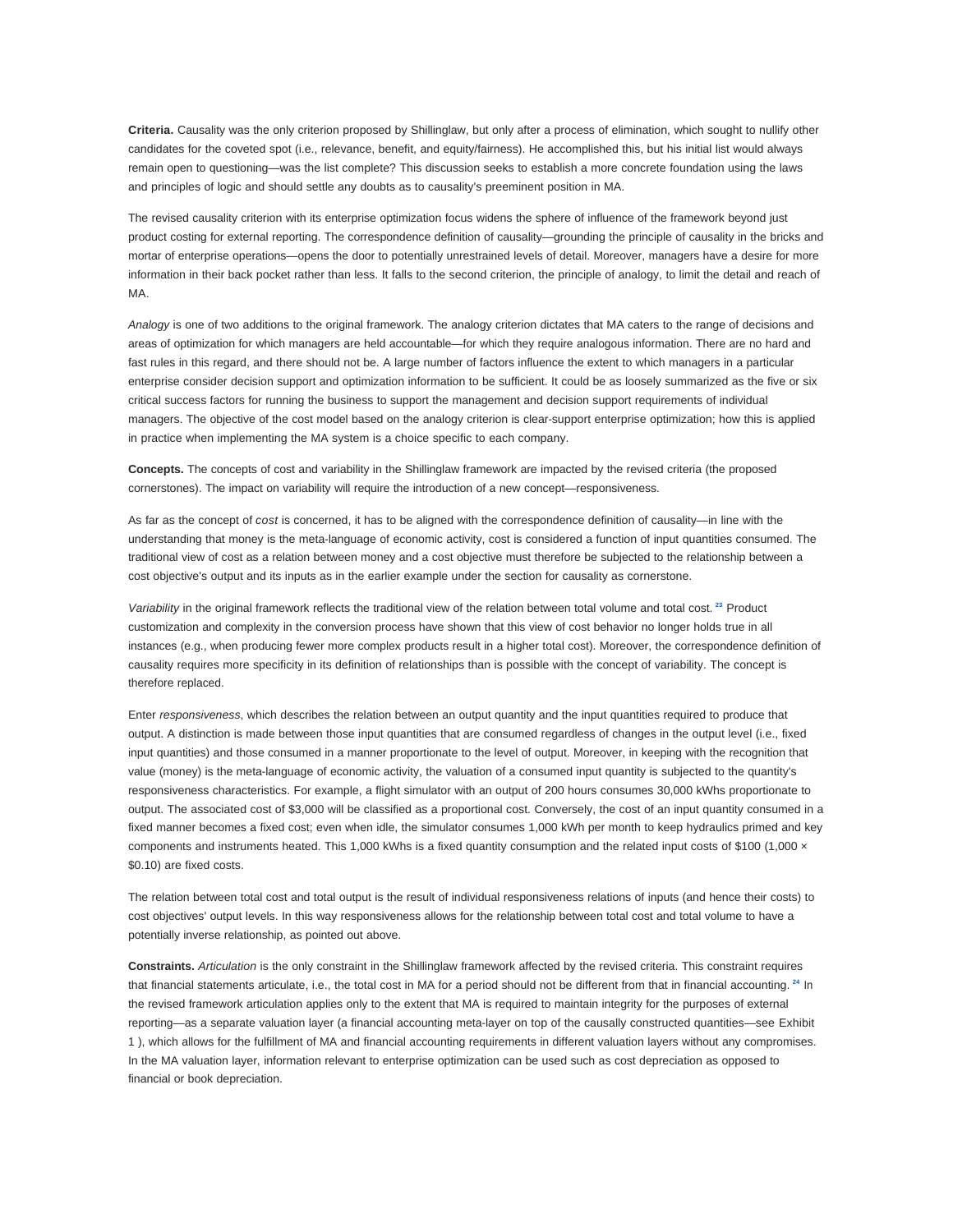**Criteria.** Causality was the only criterion proposed by Shillinglaw, but only after a process of elimination, which sought to nullify other candidates for the coveted spot (i.e., relevance, benefit, and equity/fairness). He accomplished this, but his initial list would always remain open to questioning—was the list complete? This discussion seeks to establish a more concrete foundation using the laws and principles of logic and should settle any doubts as to causality's preeminent position in MA.

The revised causality criterion with its enterprise optimization focus widens the sphere of influence of the framework beyond just product costing for external reporting. The correspondence definition of causality—grounding the principle of causality in the bricks and mortar of enterprise operations—opens the door to potentially unrestrained levels of detail. Moreover, managers have a desire for more information in their back pocket rather than less. It falls to the second criterion, the principle of analogy, to limit the detail and reach of MA.

*Analogy* is one of two additions to the original framework. The analogy criterion dictates that MA caters to the range of decisions and areas of optimization for which managers are held accountable—for which they require analogous information. There are no hard and fast rules in this regard, and there should not be. A large number of factors influence the extent to which managers in a particular enterprise consider decision support and optimization information to be sufficient. It could be as loosely summarized as the five or six critical success factors for running the business to support the management and decision support requirements of individual managers. The objective of the cost model based on the analogy criterion is clear-support enterprise optimization; how this is applied in practice when implementing the MA system is a choice specific to each company.

**Concepts.** The concepts of cost and variability in the Shillinglaw framework are impacted by the revised criteria (the proposed cornerstones). The impact on variability will require the introduction of a new concept—responsiveness.

As far as the concept of *cost* is concerned, it has to be aligned with the correspondence definition of causality—in line with the understanding that money is the meta-language of economic activity, cost is considered a function of input quantities consumed. The traditional view of cost as a relation between money and a cost objective must therefore be subjected to the relationship between a cost objective's output and its inputs as in the earlier example under the section for causality as cornerstone.

*Variability* in the original framework reflects the traditional view of the relation between total volume and total cost. [23] Product customization and complexity in the conversion process have shown that this view of cost behavior no longer holds true in all instances (e.g., when producing fewer more complex products result in a higher total cost). Moreover, the correspondence definition of causality requires more specificity in its definition of relationships than is possible with the concept of variability. The concept is therefore replaced.

Enter *responsiveness*, which describes the relation between an output quantity and the input quantities required to produce that output. A distinction is made between those input quantities that are consumed regardless of changes in the output level (i.e., fixed input quantities) and those consumed in a manner proportionate to the level of output. Moreover, in keeping with the recognition that value (money) is the meta-language of economic activity, the valuation of a consumed input quantity is subjected to the quantity's responsiveness characteristics. For example, a flight simulator with an output of 200 hours consumes 30,000 kWhs proportionate to output. The associated cost of $3,000 will be classified as a proportional cost. Conversely, the cost of an input quantity consumed in a fixed manner becomes a fixed cost; even when idle, the simulator consumes 1,000 kWh per month to keep hydraulics primed and key components and instruments heated. This 1,000 kWhs is a fixed quantity consumption and the related input costs of $100 (1,000 × $0.10) are fixed costs.

The relation between total cost and total output is the result of individual responsiveness relations of inputs (and hence their costs) to cost objectives' output levels. In this way responsiveness allows for the relationship between total cost and total volume to have a potentially inverse relationship, as pointed out above.

**Constraints.** *Articulation* is the only constraint in the Shillinglaw framework affected by the revised criteria. This constraint requires that financial statements articulate, i.e., the total cost in MA for a period should not be different from that in financial accounting. [24] In the revised framework articulation applies only to the extent that MA is required to maintain integrity for the purposes of external reporting—as a separate valuation layer (a financial accounting meta-layer on top of the causally constructed quantities—see Exhibit 1 ), which allows for the fulfillment of MA and financial accounting requirements in different valuation layers without any compromises. In the MA valuation layer, information relevant to enterprise optimization can be used such as cost depreciation as opposed to financial or book depreciation.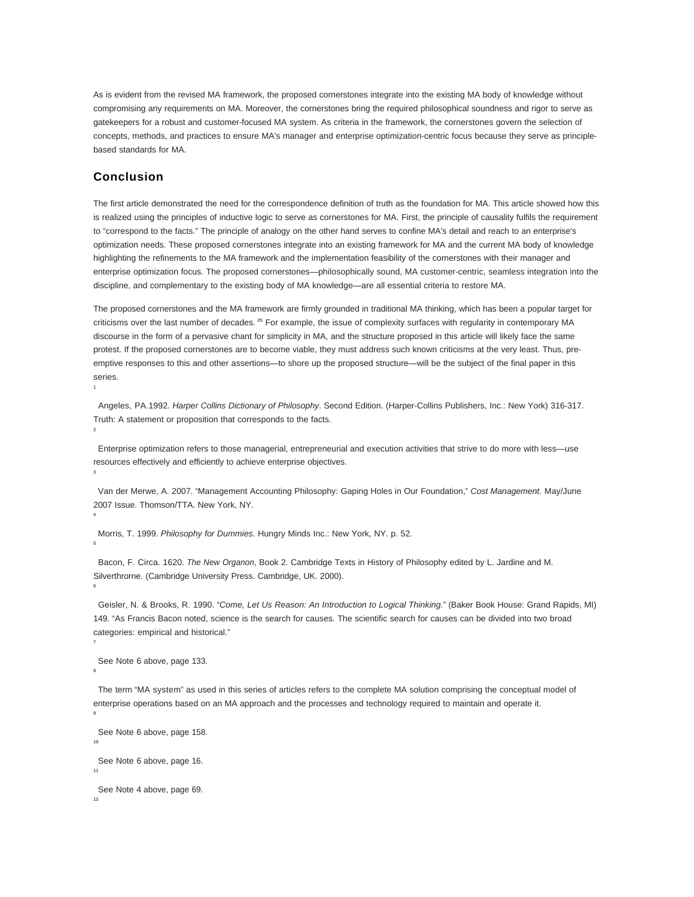As is evident from the revised MA framework, the proposed cornerstones integrate into the existing MA body of knowledge without compromising any requirements on MA. Moreover, the cornerstones bring the required philosophical soundness and rigor to serve as gatekeepers for a robust and customer-focused MA system. As criteria in the framework, the cornerstones govern the selection of concepts, methods, and practices to ensure MA's manager and enterprise optimization-centric focus because they serve as principle-based standards for MA.

## Conclusion

The first article demonstrated the need for the correspondence definition of truth as the foundation for MA. This article showed how this is realized using the principles of inductive logic to serve as cornerstones for MA. First, the principle of causality fulfils the requirement to "correspond to the facts." The principle of analogy on the other hand serves to confine MA's detail and reach to an enterprise's optimization needs. These proposed cornerstones integrate into an existing framework for MA and the current MA body of knowledge highlighting the refinements to the MA framework and the implementation feasibility of the cornerstones with their manager and enterprise optimization focus. The proposed cornerstones—philosophically sound, MA customer-centric, seamless integration into the discipline, and complementary to the existing body of MA knowledge—are all essential criteria to restore MA.

The proposed cornerstones and the MA framework are firmly grounded in traditional MA thinking, which has been a popular target for criticisms over the last number of decades.[25] For example, the issue of complexity surfaces with regularity in contemporary MA discourse in the form of a pervasive chant for simplicity in MA, and the structure proposed in this article will likely face the same protest. If the proposed cornerstones are to become viable, they must address such known criticisms at the very least. Thus, pre-emptive responses to this and other assertions—to shore up the proposed structure—will be the subject of the final paper in this series.

[1] Angeles, PA.1992. *Harper Collins Dictionary of Philosophy*. Second Edition. (Harper-Collins Publishers, Inc.: New York) 316-317. Truth: A statement or proposition that corresponds to the facts.

[2] Enterprise optimization refers to those managerial, entrepreneurial and execution activities that strive to do more with less—use resources effectively and efficiently to achieve enterprise objectives.

[3] Van der Merwe, A. 2007. "Management Accounting Philosophy: Gaping Holes in Our Foundation," *Cost Management.* May/June 2007 Issue. Thomson/TTA. New York, NY.

[4] Morris, T. 1999. *Philosophy for Dummies*. Hungry Minds Inc.: New York, NY. p. 52.

[5] Bacon, F. Circa. 1620. *The New Organon*, Book 2. Cambridge Texts in History of Philosophy edited by L. Jardine and M. Silverthrorne. (Cambridge University Press. Cambridge, UK. 2000).

[6] Geisler, N. & Brooks, R. 1990. "*Come, Let Us Reason: An Introduction to Logical Thinking.*" (Baker Book House: Grand Rapids, MI) 149. "As Francis Bacon noted, science is the search for causes. The scientific search for causes can be divided into two broad categories: empirical and historical."

[7] See Note 6 above, page 133.

[8] The term "MA system" as used in this series of articles refers to the complete MA solution comprising the conceptual model of enterprise operations based on an MA approach and the processes and technology required to maintain and operate it.

[9] See Note 6 above, page 158.

[10] See Note 6 above, page 16.

[11] See Note 4 above, page 69.

[12]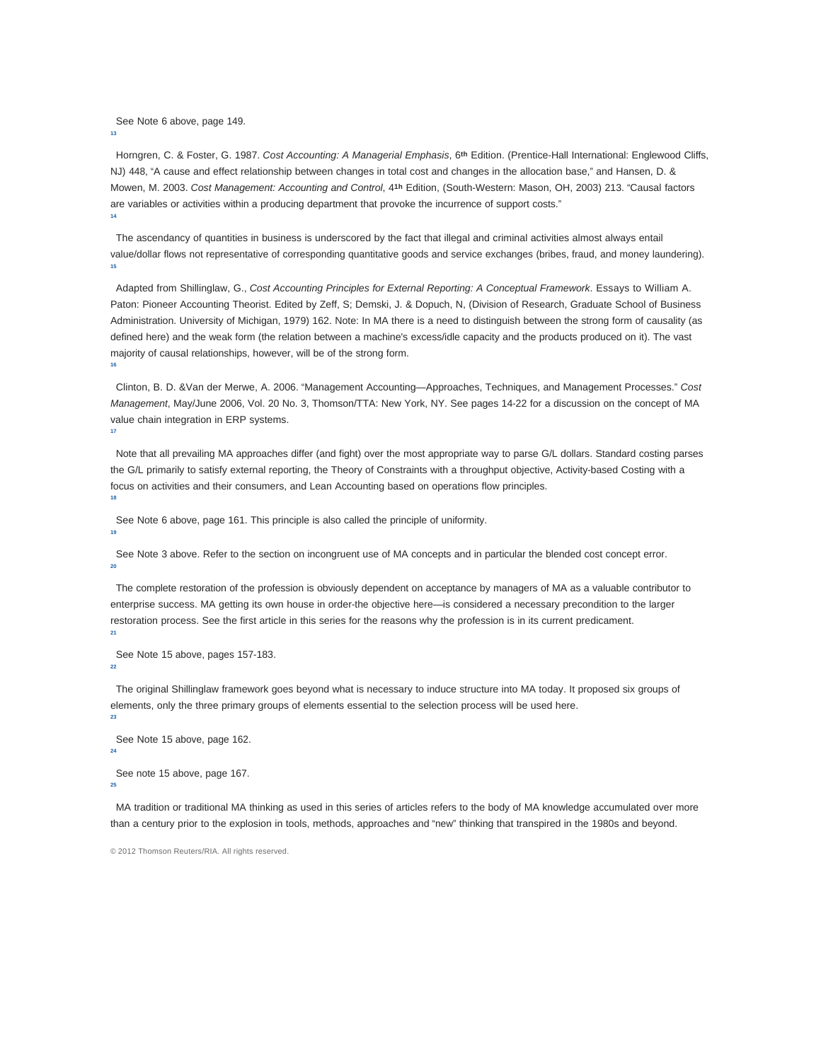See Note 6 above, page 149.

[13] Horngren, C. & Foster, G. 1987. *Cost Accounting: A Managerial Emphasis*, 6th Edition. (Prentice-Hall International: Englewood Cliffs, NJ) 448, "A cause and effect relationship between changes in total cost and changes in the allocation base," and Hansen, D. & Mowen, M. 2003. *Cost Management: Accounting and Control*, 4th Edition, (South-Western: Mason, OH, 2003) 213. "Causal factors are variables or activities within a producing department that provoke the incurrence of support costs."

[14] The ascendancy of quantities in business is underscored by the fact that illegal and criminal activities almost always entail value/dollar flows not representative of corresponding quantitative goods and service exchanges (bribes, fraud, and money laundering).

[15] Adapted from Shillinglaw, G., *Cost Accounting Principles for External Reporting: A Conceptual Framework*. Essays to William A. Paton: Pioneer Accounting Theorist. Edited by Zeff, S; Demski, J. & Dopuch, N, (Division of Research, Graduate School of Business Administration. University of Michigan, 1979) 162. Note: In MA there is a need to distinguish between the strong form of causality (as defined here) and the weak form (the relation between a machine's excess/idle capacity and the products produced on it). The vast majority of causal relationships, however, will be of the strong form.

[16] Clinton, B. D. &Van der Merwe, A. 2006. "Management Accounting—Approaches, Techniques, and Management Processes." *Cost Management*, May/June 2006, Vol. 20 No. 3, Thomson/TTA: New York, NY. See pages 14-22 for a discussion on the concept of MA value chain integration in ERP systems.

[17] Note that all prevailing MA approaches differ (and fight) over the most appropriate way to parse G/L dollars. Standard costing parses the G/L primarily to satisfy external reporting, the Theory of Constraints with a throughput objective, Activity-based Costing with a focus on activities and their consumers, and Lean Accounting based on operations flow principles.

[18] See Note 6 above, page 161. This principle is also called the principle of uniformity.

[19] See Note 3 above. Refer to the section on incongruent use of MA concepts and in particular the blended cost concept error.

[20] The complete restoration of the profession is obviously dependent on acceptance by managers of MA as a valuable contributor to enterprise success. MA getting its own house in order-the objective here—is considered a necessary precondition to the larger restoration process. See the first article in this series for the reasons why the profession is in its current predicament.

[21] See Note 15 above, pages 157-183.

[22] The original Shillinglaw framework goes beyond what is necessary to induce structure into MA today. It proposed six groups of elements, only the three primary groups of elements essential to the selection process will be used here.

[23] See Note 15 above, page 162.

[24] See note 15 above, page 167.

[25] MA tradition or traditional MA thinking as used in this series of articles refers to the body of MA knowledge accumulated over more than a century prior to the explosion in tools, methods, approaches and "new" thinking that transpired in the 1980s and beyond.